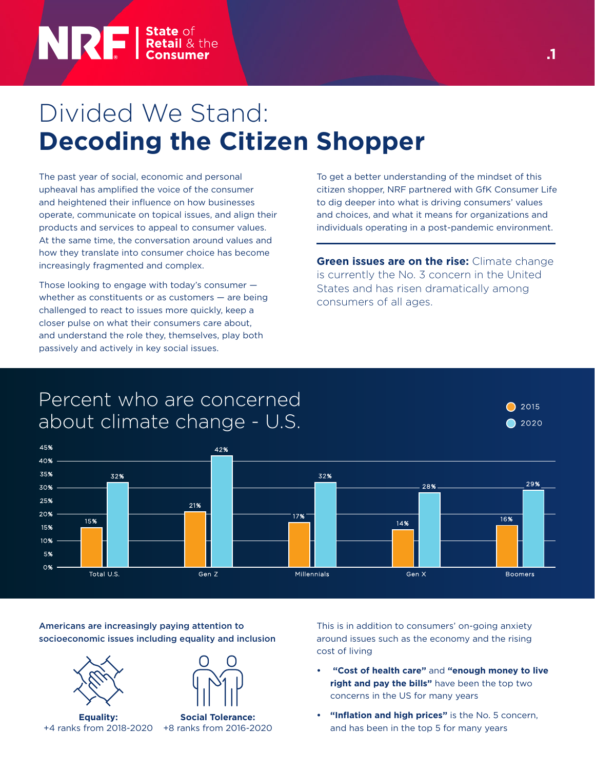# Divided We Stand: **Decoding the Citizen Shopper**

The past year of social, economic and personal upheaval has amplified the voice of the consumer and heightened their influence on how businesses operate, communicate on topical issues, and align their products and services to appeal to consumer values. At the same time, the conversation around values and how they translate into consumer choice has become increasingly fragmented and complex.

Those looking to engage with today's consumer — whether as constituents or as customers — are being challenged to react to issues more quickly, keep a closer pulse on what their consumers care about, and understand the role they, themselves, play both passively and actively in key social issues.

To get a better understanding of the mindset of this citizen shopper, NRF partnered with GfK Consumer Life to dig deeper into what is driving consumers' values and choices, and what it means for organizations and individuals operating in a post-pandemic environment.

**Green issues are on the rise:** Climate change is currently the No. 3 concern in the United States and has risen dramatically among consumers of all ages.

## Percent who are concerned about climate change - U.S.

| | 2015 | 2020 |
|---|---|---|
| Total U.S. | 15% | 32% |
| Gen Z | 21% | 42% |
| Millennials | 17% | 32% |
| Gen X | 14% | 28% |
| Boomers | 16% | 29% |

**Americans are increasingly paying attention to socioeconomic issues including equality and inclusion**

**Equality:** +4 ranks from 2018-2020

**Social Tolerance:** +8 ranks from 2016-2020

This is in addition to consumers' on-going anxiety around issues such as the economy and the rising cost of living

- **"Cost of health care"** and **"enough money to live right and pay the bills"** have been the top two concerns in the US for many years
- **"Inflation and high prices"** is the No. 5 concern, and has been in the top 5 for many years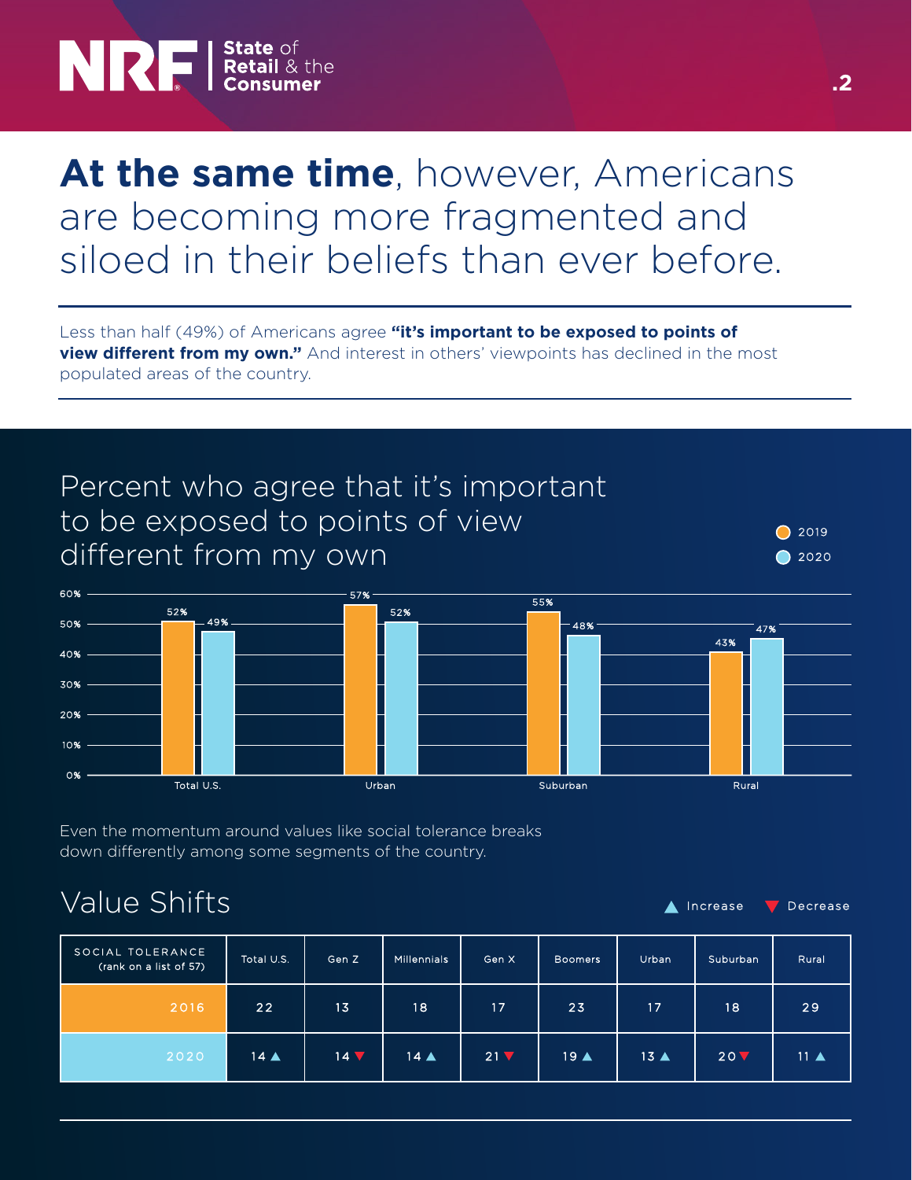# **At the same time**, however, Americans are becoming more fragmented and siloed in their beliefs than ever before.

Less than half (49%) of Americans agree **"it's important to be exposed to points of view different from my own."** And interest in others' viewpoints has declined in the most populated areas of the country.

## Percent who agree that it's important to be exposed to points of view different from my own

| | 2019 | 2020 |
|---|---|---|
| Total U.S. | 52% | 49% |
| Urban | 57% | 52% |
| Suburban | 55% | 48% |
| Rural | 43% | 47% |

Even the momentum around values like social tolerance breaks down differently among some segments of the country.

## Value Shifts

▲ Increase ▼ Decrease

| SOCIAL TOLERANCE (rank on a list of 57) | Total U.S. | Gen Z | Millennials | Gen X | Boomers | Urban | Suburban | Rural |
|---|---|---|---|---|---|---|---|---|
| 2016 | 22 | 13 | 18 | 17 | 23 | 17 | 18 | 29 |
| 2020 | 14 ▲ | 14 ▼ | 14 ▲ | 21 ▼ | 19 ▲ | 13 ▲ | 20 ▼ | 11 ▲ |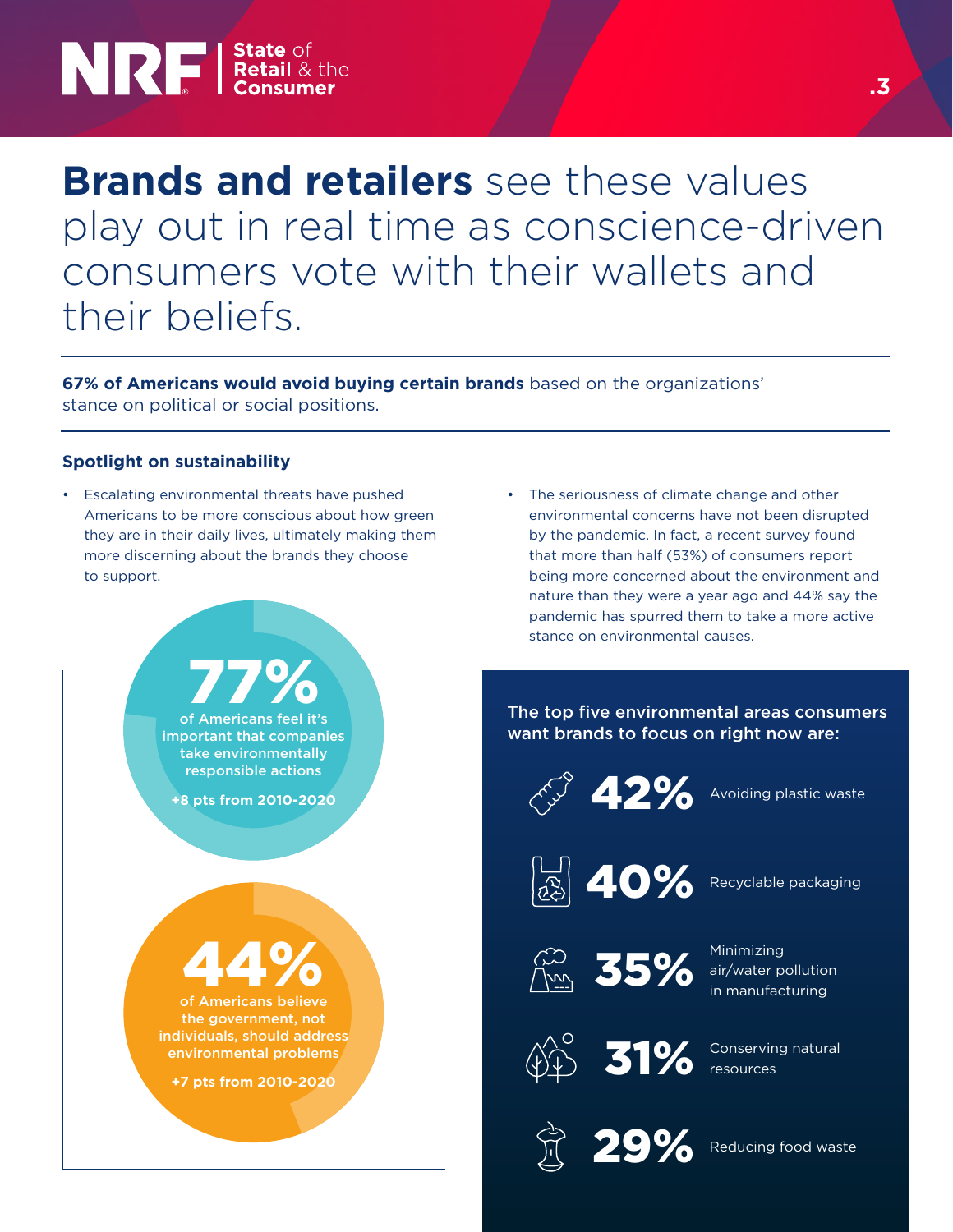# **Brands and retailers** see these values play out in real time as conscience-driven consumers vote with their wallets and their beliefs.

**67% of Americans would avoid buying certain brands** based on the organizations' stance on political or social positions.

### Spotlight on sustainability

- Escalating environmental threats have pushed Americans to be more conscious about how green they are in their daily lives, ultimately making them more discerning about the brands they choose to support.
- The seriousness of climate change and other environmental concerns have not been disrupted by the pandemic. In fact, a recent survey found that more than half (53%) of consumers report being more concerned about the environment and nature than they were a year ago and 44% say the pandemic has spurred them to take a more active stance on environmental causes.

**77%** of Americans feel it's important that companies take environmentally responsible actions

+8 pts from 2010-2020

**44%** of Americans believe the government, not individuals, should address environmental problems

+7 pts from 2010-2020

**The top five environmental areas consumers want brands to focus on right now are:**

- **42%** Avoiding plastic waste
- **40%** Recyclable packaging
- **35%** Minimizing air/water pollution in manufacturing
- **31%** Conserving natural resources
- **29%** Reducing food waste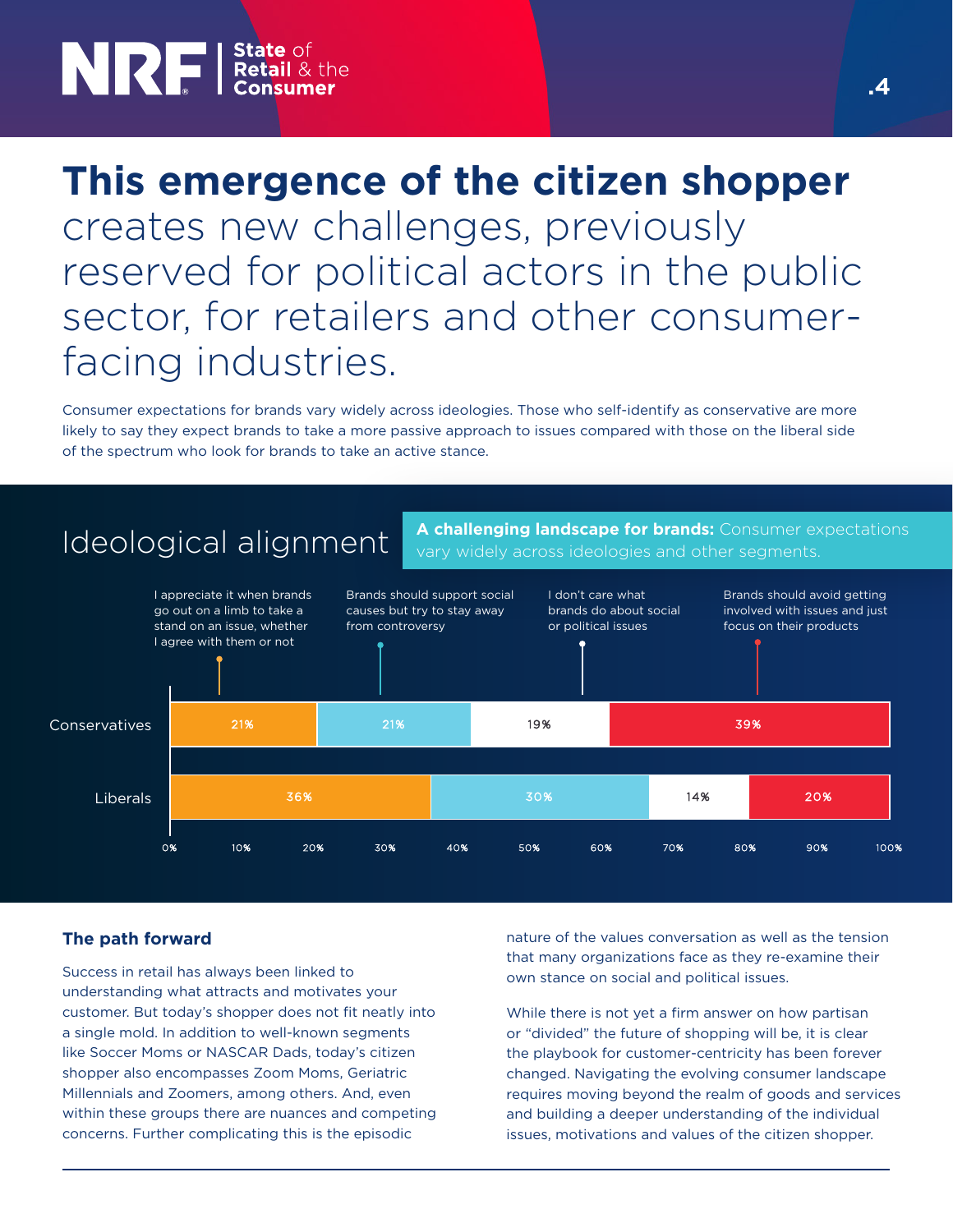# **This emergence of the citizen shopper** creates new challenges, previously reserved for political actors in the public sector, for retailers and other consumer-facing industries.

Consumer expectations for brands vary widely across ideologies. Those who self-identify as conservative are more likely to say they expect brands to take a more passive approach to issues compared with those on the liberal side of the spectrum who look for brands to take an active stance.

## Ideological alignment

**A challenging landscape for brands:** Consumer expectations vary widely across ideologies and other segments.

| | I appreciate it when brands go out on a limb to take a stand on an issue, whether I agree with them or not | Brands should support social causes but try to stay away from controversy | I don't care what brands do about social or political issues | Brands should avoid getting involved with issues and just focus on their products |
|---|---|---|---|---|
| Conservatives | 21% | 21% | 19% | 39% |
| Liberals | 36% | 30% | 14% | 20% |

### The path forward

Success in retail has always been linked to understanding what attracts and motivates your customer. But today's shopper does not fit neatly into a single mold. In addition to well-known segments like Soccer Moms or NASCAR Dads, today's citizen shopper also encompasses Zoom Moms, Geriatric Millennials and Zoomers, among others. And, even within these groups there are nuances and competing concerns. Further complicating this is the episodic nature of the values conversation as well as the tension that many organizations face as they re-examine their own stance on social and political issues.

While there is not yet a firm answer on how partisan or "divided" the future of shopping will be, it is clear the playbook for customer-centricity has been forever changed. Navigating the evolving consumer landscape requires moving beyond the realm of goods and services and building a deeper understanding of the individual issues, motivations and values of the citizen shopper.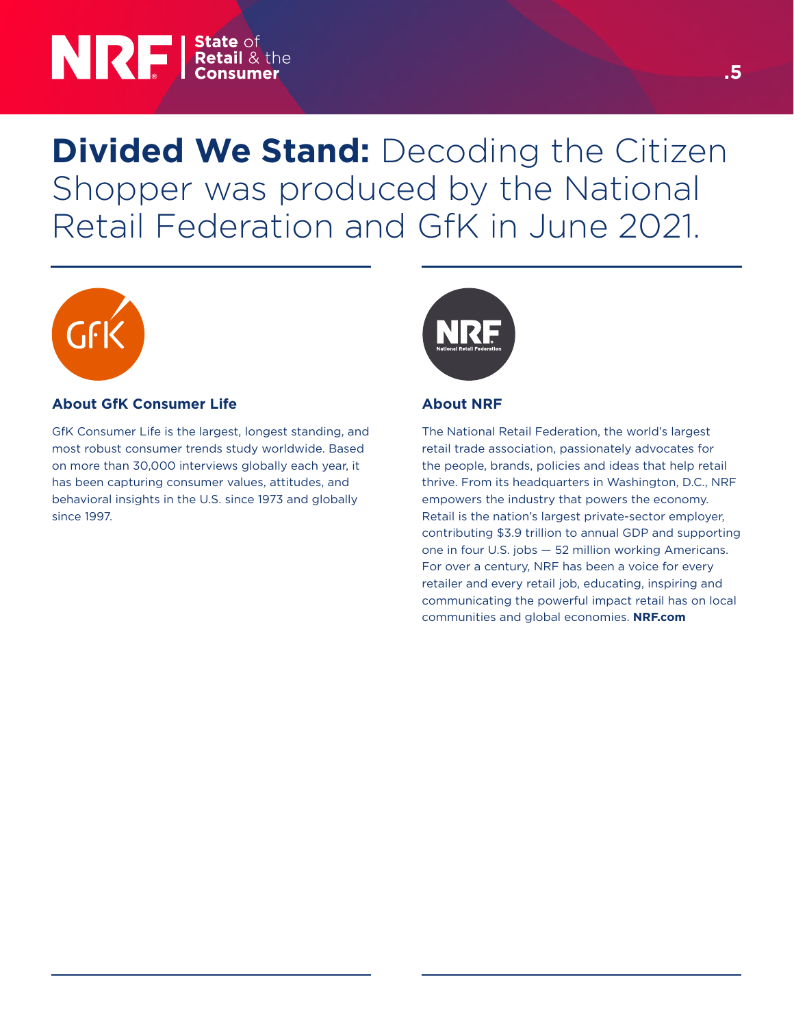# **Divided We Stand:** Decoding the Citizen Shopper was produced by the National Retail Federation and GfK in June 2021.

### About GfK Consumer Life

GfK Consumer Life is the largest, longest standing, and most robust consumer trends study worldwide. Based on more than 30,000 interviews globally each year, it has been capturing consumer values, attitudes, and behavioral insights in the U.S. since 1973 and globally since 1997.

### About NRF

The National Retail Federation, the world's largest retail trade association, passionately advocates for the people, brands, policies and ideas that help retail thrive. From its headquarters in Washington, D.C., NRF empowers the industry that powers the economy. Retail is the nation's largest private-sector employer, contributing $3.9 trillion to annual GDP and supporting one in four U.S. jobs — 52 million working Americans. For over a century, NRF has been a voice for every retailer and every retail job, educating, inspiring and communicating the powerful impact retail has on local communities and global economies. **NRF.com**